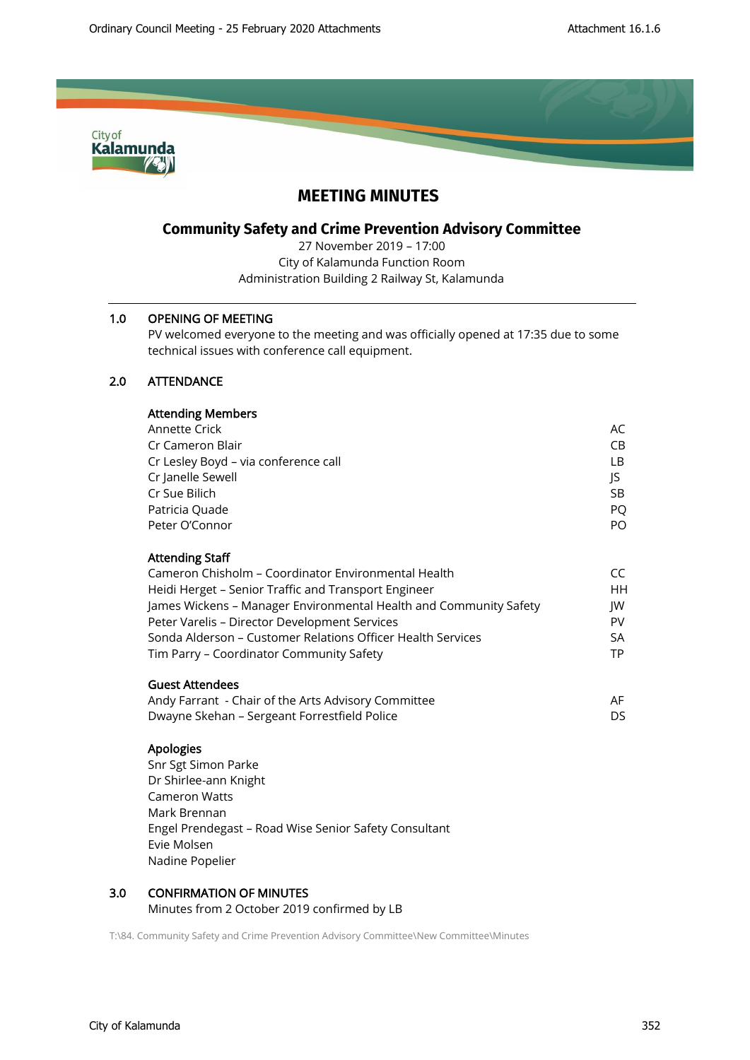# MEETING MINUTES

## Community Safety and Crime Prevention Advisory Committee

27 November 2019 – 17:00
City of Kalamunda Function Room
Administration Building 2 Railway St, Kalamunda

### 1.0 OPENING OF MEETING

PV welcomed everyone to the meeting and was officially opened at 17:35 due to some technical issues with conference call equipment.

### 2.0 ATTENDANCE

**Attending Members**

| | |
|---|---|
| Annette Crick | AC |
| Cr Cameron Blair | CB |
| Cr Lesley Boyd – via conference call | LB |
| Cr Janelle Sewell | JS |
| Cr Sue Bilich | SB |
| Patricia Quade | PQ |
| Peter O'Connor | PO |

**Attending Staff**

| | |
|---|---|
| Cameron Chisholm – Coordinator Environmental Health | CC |
| Heidi Herget – Senior Traffic and Transport Engineer | HH |
| James Wickens – Manager Environmental Health and Community Safety | JW |
| Peter Varelis – Director Development Services | PV |
| Sonda Alderson – Customer Relations Officer Health Services | SA |
| Tim Parry – Coordinator Community Safety | TP |

**Guest Attendees**

| | |
|---|---|
| Andy Farrant - Chair of the Arts Advisory Committee | AF |
| Dwayne Skehan – Sergeant Forrestfield Police | DS |

**Apologies**

Snr Sgt Simon Parke
Dr Shirlee-ann Knight
Cameron Watts
Mark Brennan
Engel Prendegast – Road Wise Senior Safety Consultant
Evie Molsen
Nadine Popelier

### 3.0 CONFIRMATION OF MINUTES

Minutes from 2 October 2019 confirmed by LB

T:\84. Community Safety and Crime Prevention Advisory Committee\New Committee\Minutes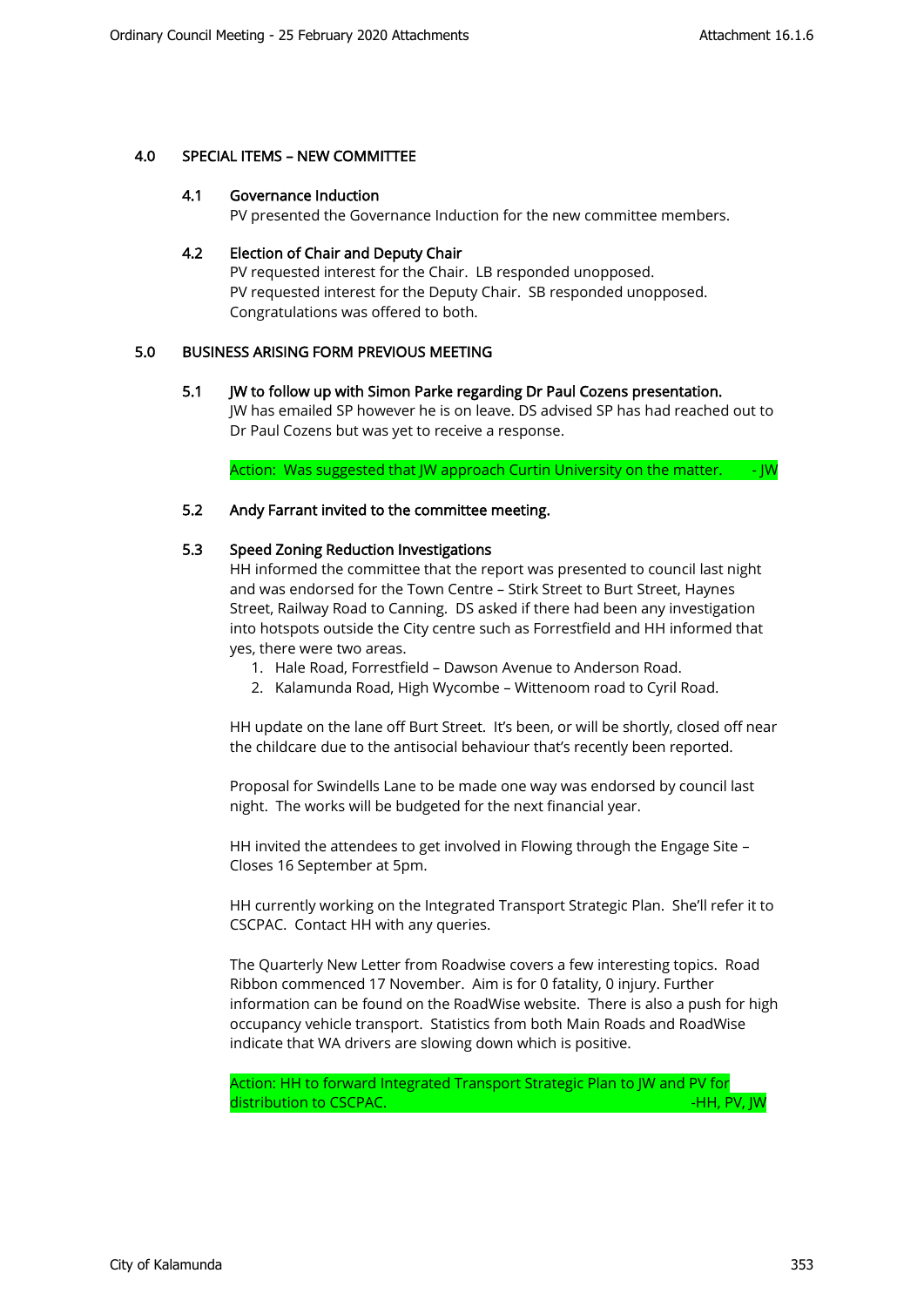## 4.0 SPECIAL ITEMS – NEW COMMITTEE

### 4.1 Governance Induction

PV presented the Governance Induction for the new committee members.

### 4.2 Election of Chair and Deputy Chair

PV requested interest for the Chair. LB responded unopposed.
PV requested interest for the Deputy Chair. SB responded unopposed.
Congratulations was offered to both.

## 5.0 BUSINESS ARISING FORM PREVIOUS MEETING

### 5.1 JW to follow up with Simon Parke regarding Dr Paul Cozens presentation.

JW has emailed SP however he is on leave. DS advised SP has had reached out to Dr Paul Cozens but was yet to receive a response.

Action: Was suggested that JW approach Curtin University on the matter. - JW

### 5.2 Andy Farrant invited to the committee meeting.

### 5.3 Speed Zoning Reduction Investigations

HH informed the committee that the report was presented to council last night and was endorsed for the Town Centre – Stirk Street to Burt Street, Haynes Street, Railway Road to Canning. DS asked if there had been any investigation into hotspots outside the City centre such as Forrestfield and HH informed that yes, there were two areas.

1. Hale Road, Forrestfield – Dawson Avenue to Anderson Road.
2. Kalamunda Road, High Wycombe – Wittenoom road to Cyril Road.

HH update on the lane off Burt Street. It's been, or will be shortly, closed off near the childcare due to the antisocial behaviour that's recently been reported.

Proposal for Swindells Lane to be made one way was endorsed by council last night. The works will be budgeted for the next financial year.

HH invited the attendees to get involved in Flowing through the Engage Site – Closes 16 September at 5pm.

HH currently working on the Integrated Transport Strategic Plan. She'll refer it to CSCPAC. Contact HH with any queries.

The Quarterly New Letter from Roadwise covers a few interesting topics. Road Ribbon commenced 17 November. Aim is for 0 fatality, 0 injury. Further information can be found on the RoadWise website. There is also a push for high occupancy vehicle transport. Statistics from both Main Roads and RoadWise indicate that WA drivers are slowing down which is positive.

Action: HH to forward Integrated Transport Strategic Plan to JW and PV for distribution to CSCPAC. -HH, PV, JW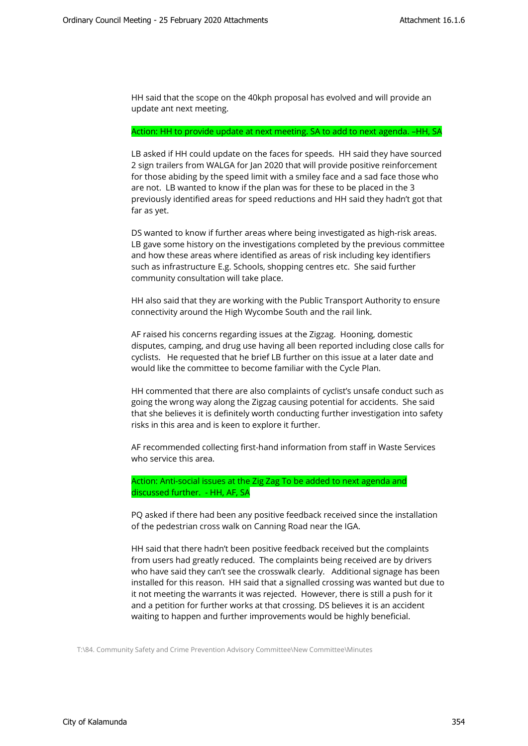HH said that the scope on the 40kph proposal has evolved and will provide an update ant next meeting.

Action: HH to provide update at next meeting. SA to add to next agenda. –HH, SA

LB asked if HH could update on the faces for speeds. HH said they have sourced 2 sign trailers from WALGA for Jan 2020 that will provide positive reinforcement for those abiding by the speed limit with a smiley face and a sad face those who are not. LB wanted to know if the plan was for these to be placed in the 3 previously identified areas for speed reductions and HH said they hadn't got that far as yet.

DS wanted to know if further areas where being investigated as high-risk areas. LB gave some history on the investigations completed by the previous committee and how these areas where identified as areas of risk including key identifiers such as infrastructure E.g. Schools, shopping centres etc. She said further community consultation will take place.

HH also said that they are working with the Public Transport Authority to ensure connectivity around the High Wycombe South and the rail link.

AF raised his concerns regarding issues at the Zigzag. Hooning, domestic disputes, camping, and drug use having all been reported including close calls for cyclists. He requested that he brief LB further on this issue at a later date and would like the committee to become familiar with the Cycle Plan.

HH commented that there are also complaints of cyclist's unsafe conduct such as going the wrong way along the Zigzag causing potential for accidents. She said that she believes it is definitely worth conducting further investigation into safety risks in this area and is keen to explore it further.

AF recommended collecting first-hand information from staff in Waste Services who service this area.

Action: Anti-social issues at the Zig Zag To be added to next agenda and discussed further. - HH, AF, SA

PQ asked if there had been any positive feedback received since the installation of the pedestrian cross walk on Canning Road near the IGA.

HH said that there hadn't been positive feedback received but the complaints from users had greatly reduced. The complaints being received are by drivers who have said they can't see the crosswalk clearly. Additional signage has been installed for this reason. HH said that a signalled crossing was wanted but due to it not meeting the warrants it was rejected. However, there is still a push for it and a petition for further works at that crossing. DS believes it is an accident waiting to happen and further improvements would be highly beneficial.

T:\84. Community Safety and Crime Prevention Advisory Committee\New Committee\Minutes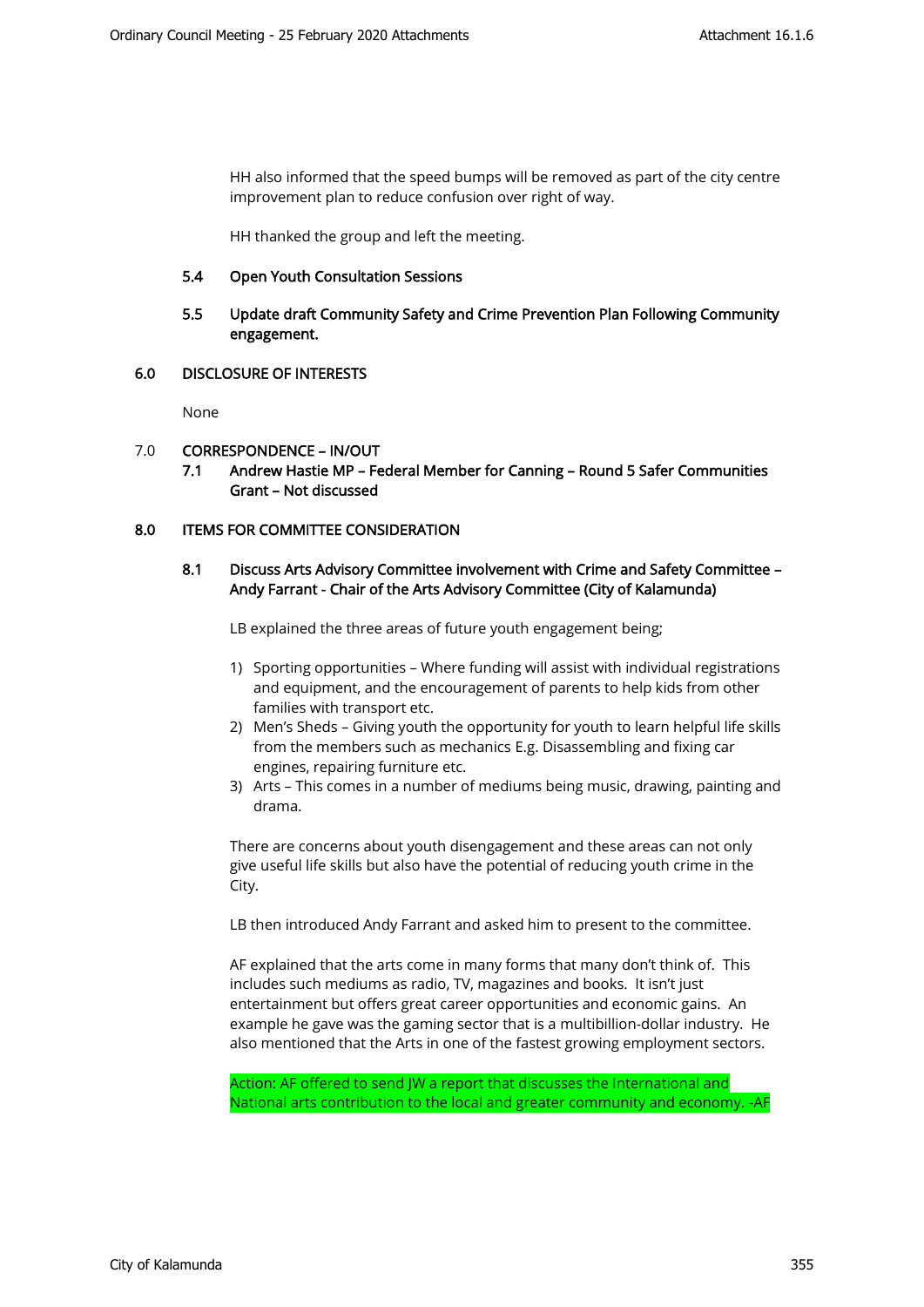HH also informed that the speed bumps will be removed as part of the city centre improvement plan to reduce confusion over right of way.

HH thanked the group and left the meeting.

**5.4 Open Youth Consultation Sessions**

**5.5 Update draft Community Safety and Crime Prevention Plan Following Community engagement.**

## 6.0 DISCLOSURE OF INTERESTS

None

## 7.0 CORRESPONDENCE – IN/OUT

**7.1 Andrew Hastie MP – Federal Member for Canning – Round 5 Safer Communities Grant – Not discussed**

## 8.0 ITEMS FOR COMMITTEE CONSIDERATION

**8.1 Discuss Arts Advisory Committee involvement with Crime and Safety Committee – Andy Farrant - Chair of the Arts Advisory Committee (City of Kalamunda)**

LB explained the three areas of future youth engagement being;

1) Sporting opportunities – Where funding will assist with individual registrations and equipment, and the encouragement of parents to help kids from other families with transport etc.
2) Men's Sheds – Giving youth the opportunity for youth to learn helpful life skills from the members such as mechanics E.g. Disassembling and fixing car engines, repairing furniture etc.
3) Arts – This comes in a number of mediums being music, drawing, painting and drama.

There are concerns about youth disengagement and these areas can not only give useful life skills but also have the potential of reducing youth crime in the City.

LB then introduced Andy Farrant and asked him to present to the committee.

AF explained that the arts come in many forms that many don't think of. This includes such mediums as radio, TV, magazines and books. It isn't just entertainment but offers great career opportunities and economic gains. An example he gave was the gaming sector that is a multibillion-dollar industry. He also mentioned that the Arts in one of the fastest growing employment sectors.

Action: AF offered to send JW a report that discusses the International and National arts contribution to the local and greater community and economy. -AF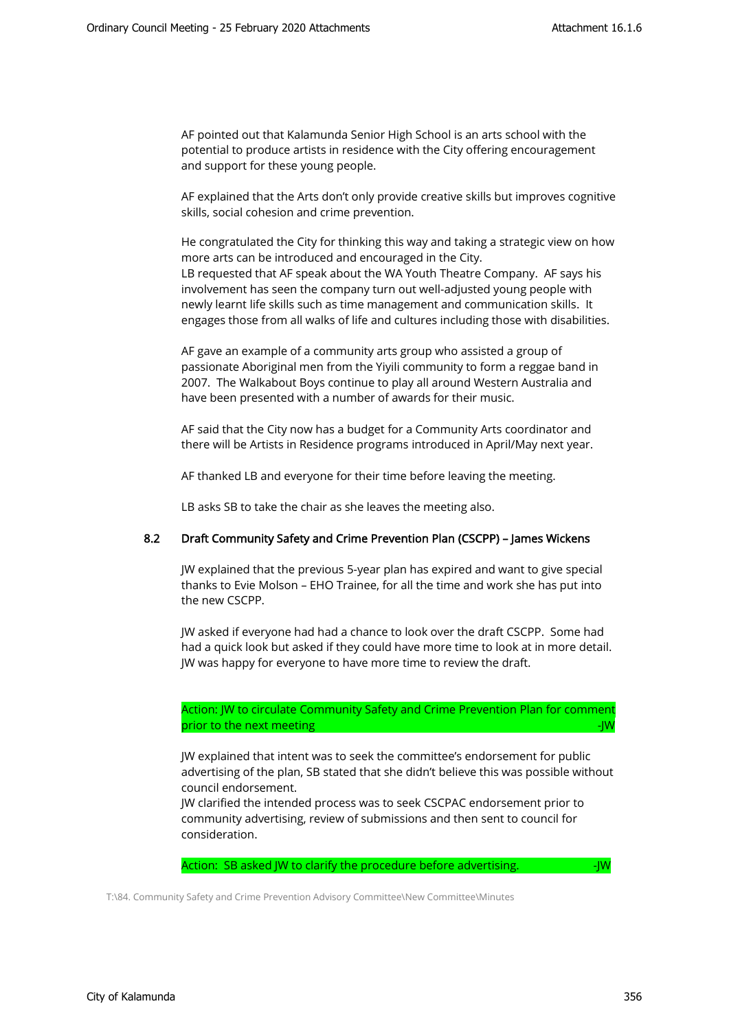AF pointed out that Kalamunda Senior High School is an arts school with the potential to produce artists in residence with the City offering encouragement and support for these young people.

AF explained that the Arts don't only provide creative skills but improves cognitive skills, social cohesion and crime prevention.

He congratulated the City for thinking this way and taking a strategic view on how more arts can be introduced and encouraged in the City.
LB requested that AF speak about the WA Youth Theatre Company. AF says his involvement has seen the company turn out well-adjusted young people with newly learnt life skills such as time management and communication skills. It engages those from all walks of life and cultures including those with disabilities.

AF gave an example of a community arts group who assisted a group of passionate Aboriginal men from the Yiyili community to form a reggae band in 2007. The Walkabout Boys continue to play all around Western Australia and have been presented with a number of awards for their music.

AF said that the City now has a budget for a Community Arts coordinator and there will be Artists in Residence programs introduced in April/May next year.

AF thanked LB and everyone for their time before leaving the meeting.

LB asks SB to take the chair as she leaves the meeting also.

## 8.2 Draft Community Safety and Crime Prevention Plan (CSCPP) – James Wickens

JW explained that the previous 5-year plan has expired and want to give special thanks to Evie Molson – EHO Trainee, for all the time and work she has put into the new CSCPP.

JW asked if everyone had had a chance to look over the draft CSCPP. Some had had a quick look but asked if they could have more time to look at in more detail. JW was happy for everyone to have more time to review the draft.

Action: JW to circulate Community Safety and Crime Prevention Plan for comment prior to the next meeting -JW

JW explained that intent was to seek the committee's endorsement for public advertising of the plan, SB stated that she didn't believe this was possible without council endorsement.
JW clarified the intended process was to seek CSCPAC endorsement prior to community advertising, review of submissions and then sent to council for consideration.

Action: SB asked JW to clarify the procedure before advertising. -JW

T:\84. Community Safety and Crime Prevention Advisory Committee\New Committee\Minutes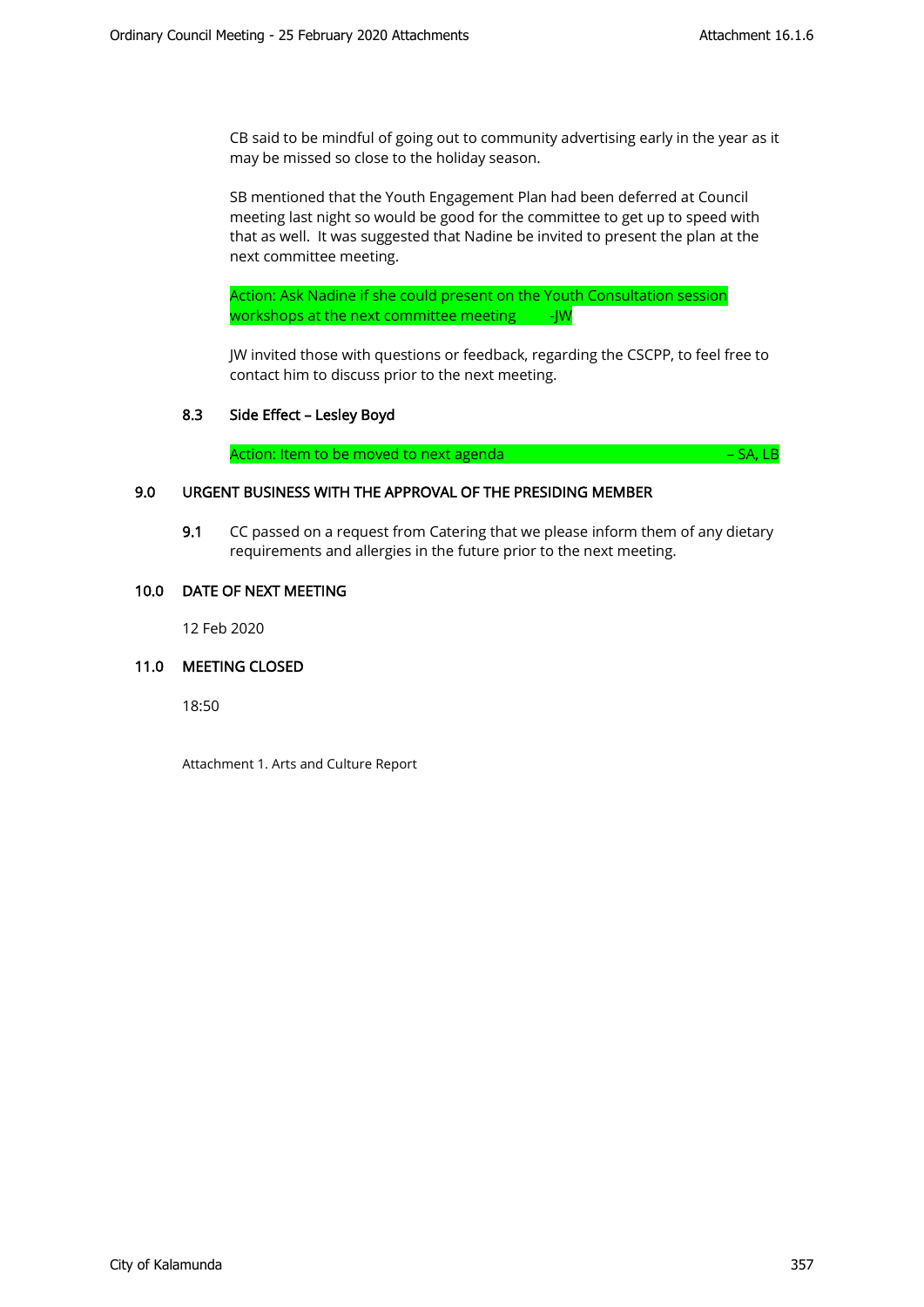CB said to be mindful of going out to community advertising early in the year as it may be missed so close to the holiday season.

SB mentioned that the Youth Engagement Plan had been deferred at Council meeting last night so would be good for the committee to get up to speed with that as well. It was suggested that Nadine be invited to present the plan at the next committee meeting.

Action: Ask Nadine if she could present on the Youth Consultation session workshops at the next committee meeting -JW

JW invited those with questions or feedback, regarding the CSCPP, to feel free to contact him to discuss prior to the next meeting.

### 8.3 Side Effect – Lesley Boyd

Action: Item to be moved to next agenda – SA, LB

## 9.0 URGENT BUSINESS WITH THE APPROVAL OF THE PRESIDING MEMBER

**9.1** CC passed on a request from Catering that we please inform them of any dietary requirements and allergies in the future prior to the next meeting.

## 10.0 DATE OF NEXT MEETING

12 Feb 2020

## 11.0 MEETING CLOSED

18:50

Attachment 1. Arts and Culture Report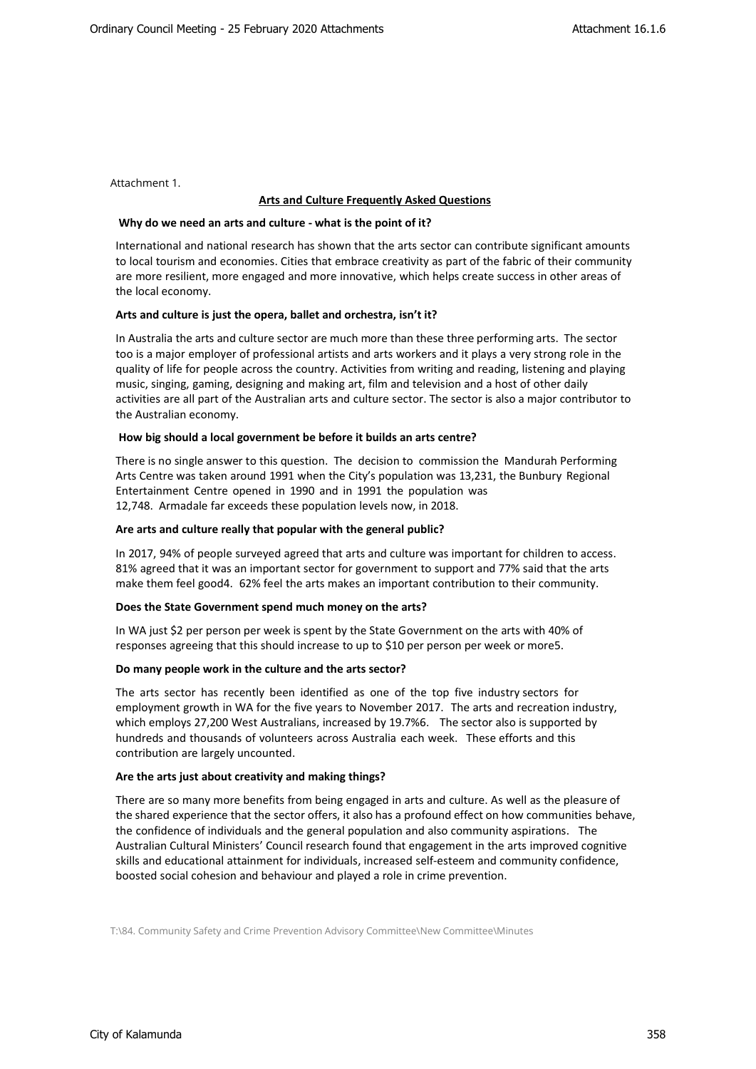Attachment 1.

## Arts and Culture Frequently Asked Questions

**Why do we need an arts and culture - what is the point of it?**

International and national research has shown that the arts sector can contribute significant amounts to local tourism and economies. Cities that embrace creativity as part of the fabric of their community are more resilient, more engaged and more innovative, which helps create success in other areas of the local economy.

**Arts and culture is just the opera, ballet and orchestra, isn't it?**

In Australia the arts and culture sector are much more than these three performing arts. The sector too is a major employer of professional artists and arts workers and it plays a very strong role in the quality of life for people across the country. Activities from writing and reading, listening and playing music, singing, gaming, designing and making art, film and television and a host of other daily activities are all part of the Australian arts and culture sector. The sector is also a major contributor to the Australian economy.

**How big should a local government be before it builds an arts centre?**

There is no single answer to this question. The decision to commission the Mandurah Performing Arts Centre was taken around 1991 when the City's population was 13,231, the Bunbury Regional Entertainment Centre opened in 1990 and in 1991 the population was 12,748. Armadale far exceeds these population levels now, in 2018.

**Are arts and culture really that popular with the general public?**

In 2017, 94% of people surveyed agreed that arts and culture was important for children to access. 81% agreed that it was an important sector for government to support and 77% said that the arts make them feel good4. 62% feel the arts makes an important contribution to their community.

**Does the State Government spend much money on the arts?**

In WA just $2 per person per week is spent by the State Government on the arts with 40% of responses agreeing that this should increase to up to $10 per person per week or more5.

**Do many people work in the culture and the arts sector?**

The arts sector has recently been identified as one of the top five industry sectors for employment growth in WA for the five years to November 2017. The arts and recreation industry, which employs 27,200 West Australians, increased by 19.7%6. The sector also is supported by hundreds and thousands of volunteers across Australia each week. These efforts and this contribution are largely uncounted.

**Are the arts just about creativity and making things?**

There are so many more benefits from being engaged in arts and culture. As well as the pleasure of the shared experience that the sector offers, it also has a profound effect on how communities behave, the confidence of individuals and the general population and also community aspirations. The Australian Cultural Ministers' Council research found that engagement in the arts improved cognitive skills and educational attainment for individuals, increased self-esteem and community confidence, boosted social cohesion and behaviour and played a role in crime prevention.

T:\84. Community Safety and Crime Prevention Advisory Committee\New Committee\Minutes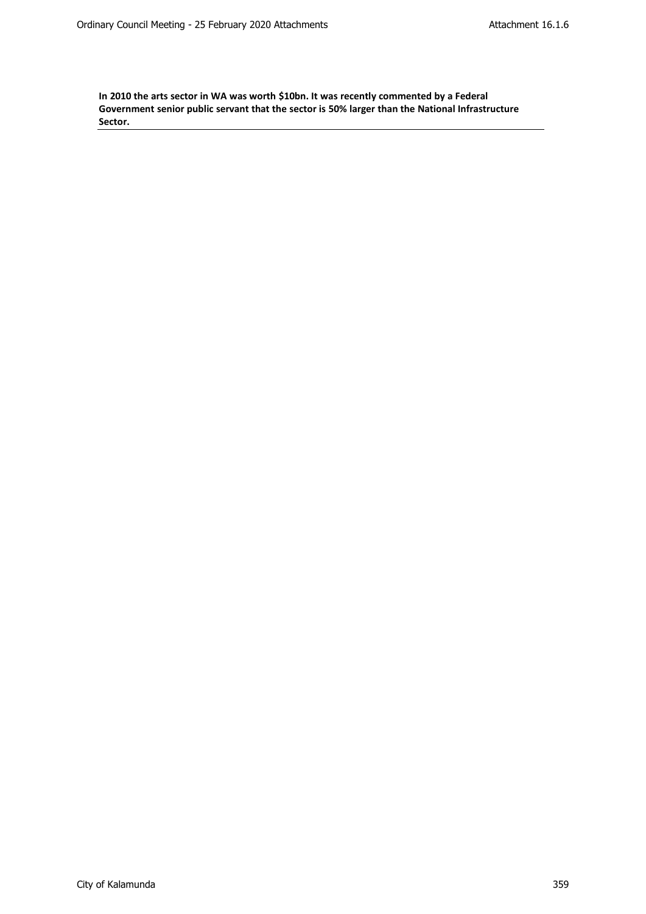**In 2010 the arts sector in WA was worth $10bn. It was recently commented by a Federal Government senior public servant that the sector is 50% larger than the National Infrastructure Sector.**